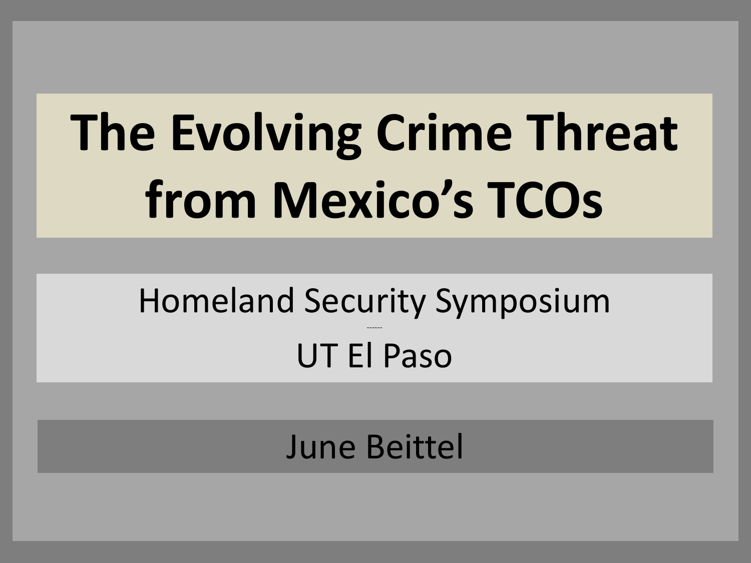# The Evolving Crime Threat from Mexico's TCOs

Homeland Security Symposium

-------

UT El Paso

June Beittel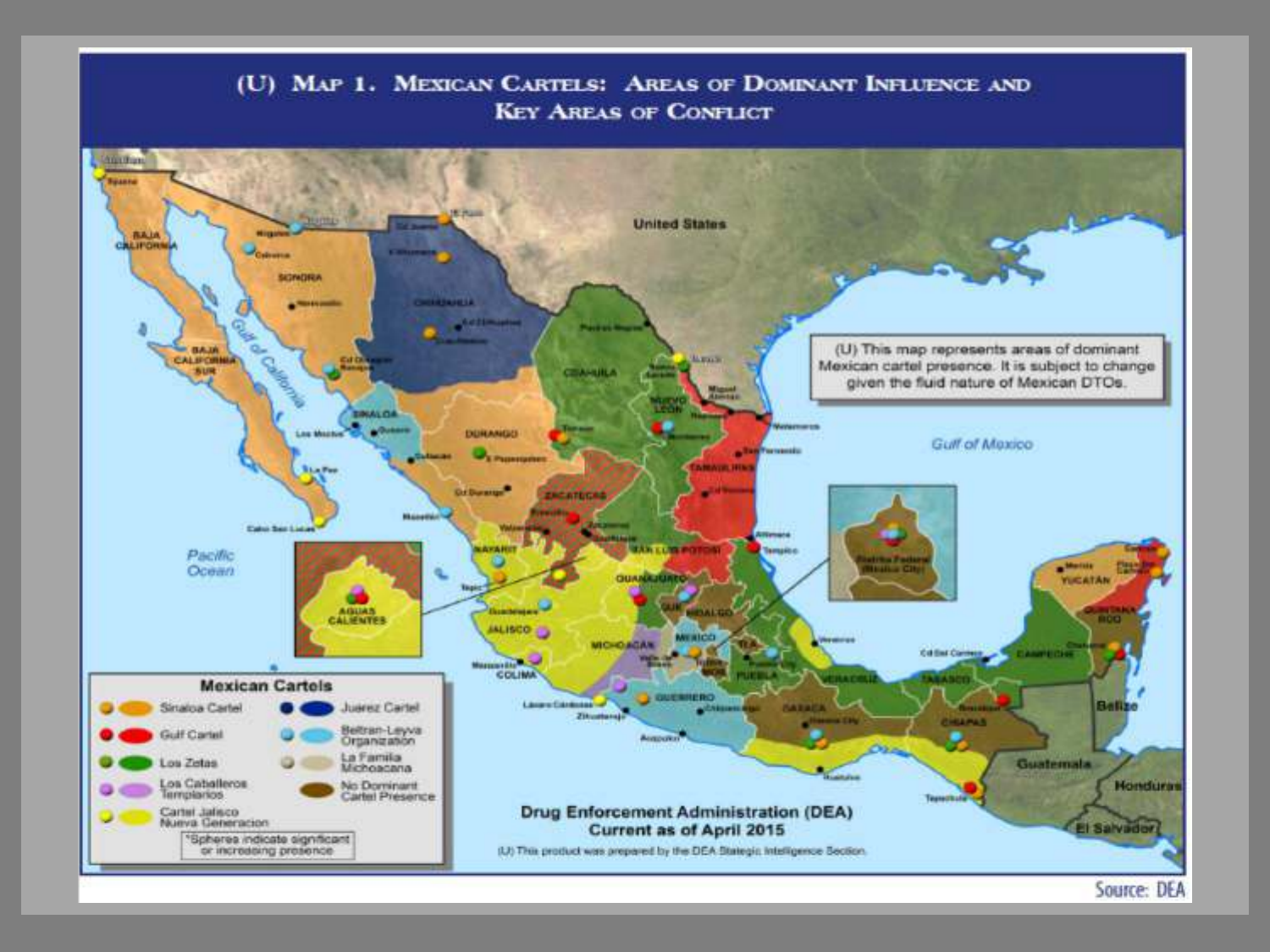# (U) Map 1. Mexican Cartels: Areas of Dominant Influence and Key Areas of Conflict

(U) This map represents areas of dominant Mexican cartel presence. It is subject to change given the fluid nature of Mexican DTOs.

**Mexican Cartels**

| | |
|---|---|
| Sinaloa Cartel | Juarez Cartel |
| Gulf Cartel | Beltran-Leyva Organization |
| Los Zetas | La Familia Michoacana |
| Los Caballeros Templarios | No Dominant Cartel Presence |
| Cartel Jalisco Nueva Generacion | |

*Spheres indicate significant or increasing presence

**Drug Enforcement Administration (DEA)**
**Current as of April 2015**

(U) This product was prepared by the DEA Stategic Intelligence Section.

Source: DEA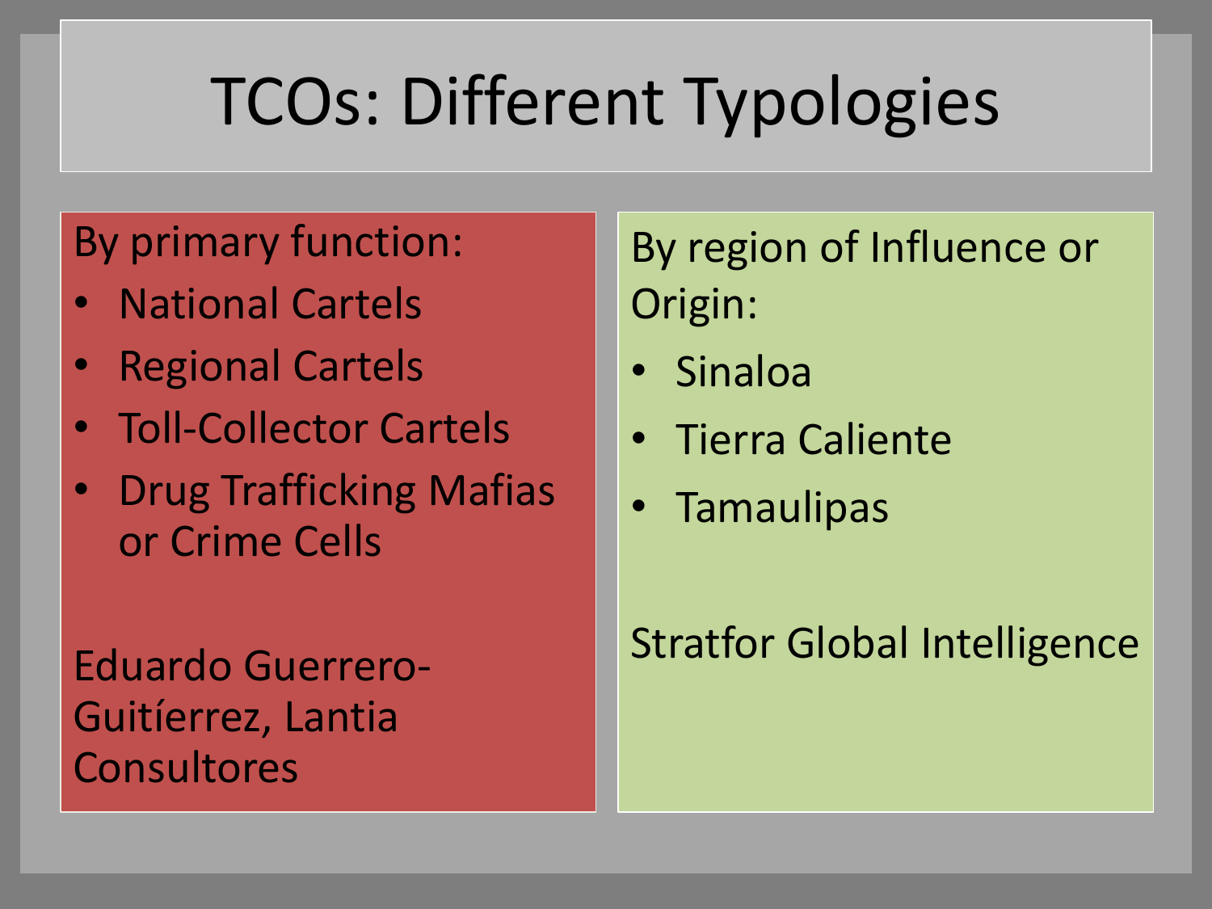# TCOs: Different Typologies

By primary function:

- National Cartels
- Regional Cartels
- Toll-Collector Cartels
- Drug Trafficking Mafias or Crime Cells

Eduardo Guerrero-Guitíerrez, Lantia Consultores

By region of Influence or Origin:

- Sinaloa
- Tierra Caliente
- Tamaulipas

Stratfor Global Intelligence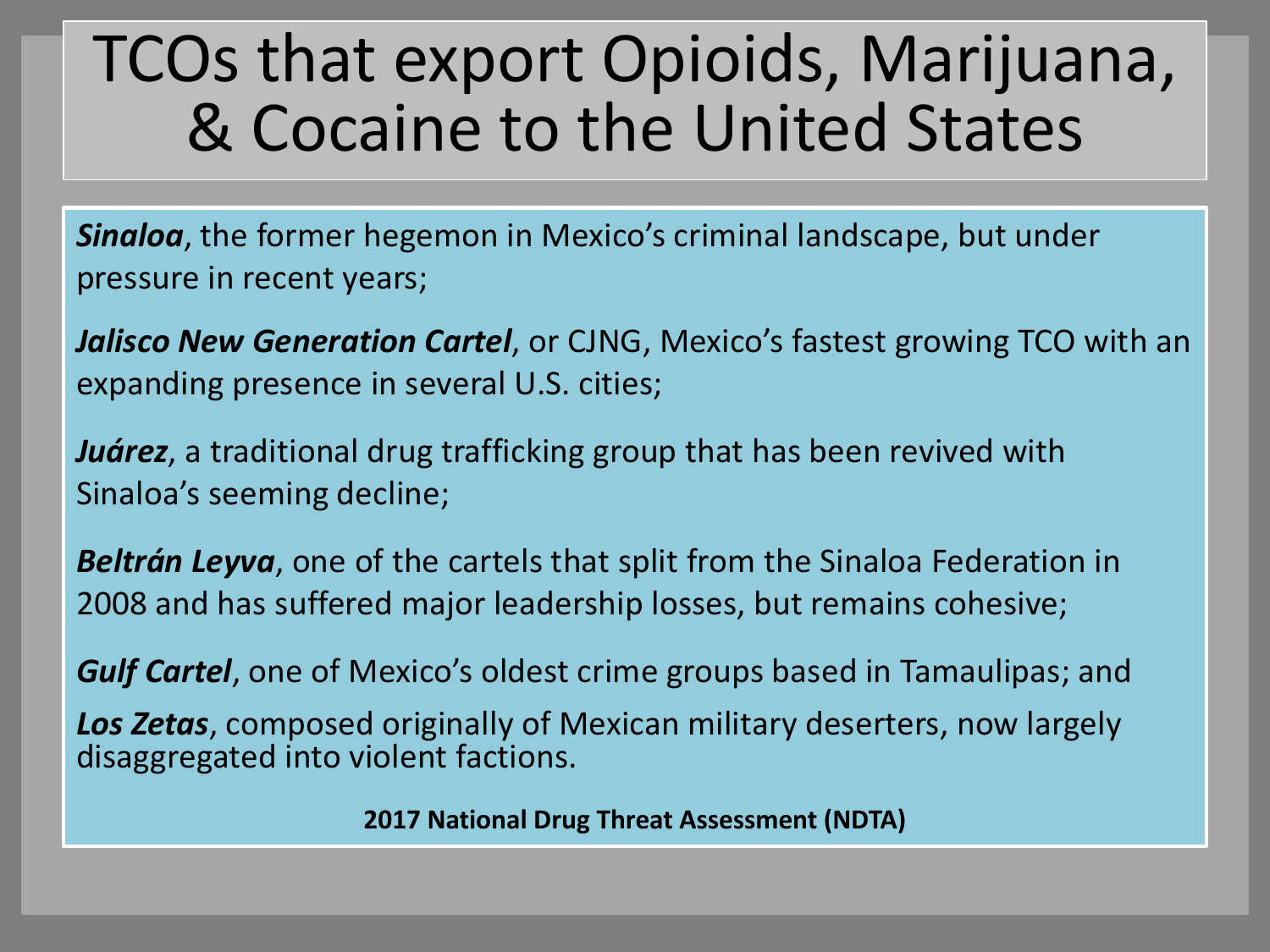# TCOs that export Opioids, Marijuana, & Cocaine to the United States

***Sinaloa***, the former hegemon in Mexico's criminal landscape, but under pressure in recent years;

***Jalisco New Generation Cartel***, or CJNG, Mexico's fastest growing TCO with an expanding presence in several U.S. cities;

***Juárez***, a traditional drug trafficking group that has been revived with Sinaloa's seeming decline;

***Beltrán Leyva***, one of the cartels that split from the Sinaloa Federation in 2008 and has suffered major leadership losses, but remains cohesive;

***Gulf Cartel***, one of Mexico's oldest crime groups based in Tamaulipas; and

***Los Zetas***, composed originally of Mexican military deserters, now largely disaggregated into violent factions.

**2017 National Drug Threat Assessment (NDTA)**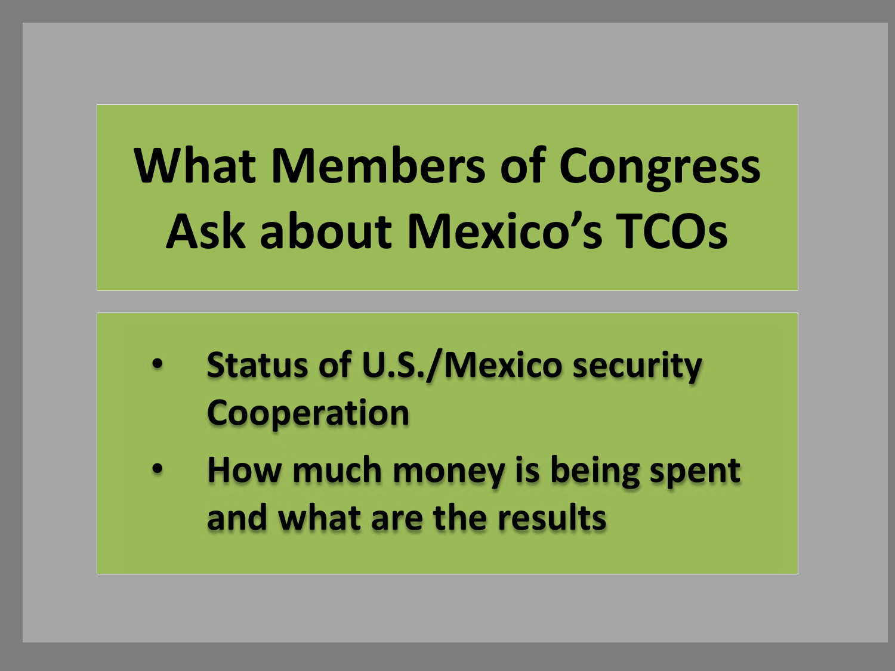# What Members of Congress Ask about Mexico's TCOs

- **Status of U.S./Mexico security Cooperation**
- **How much money is being spent and what are the results**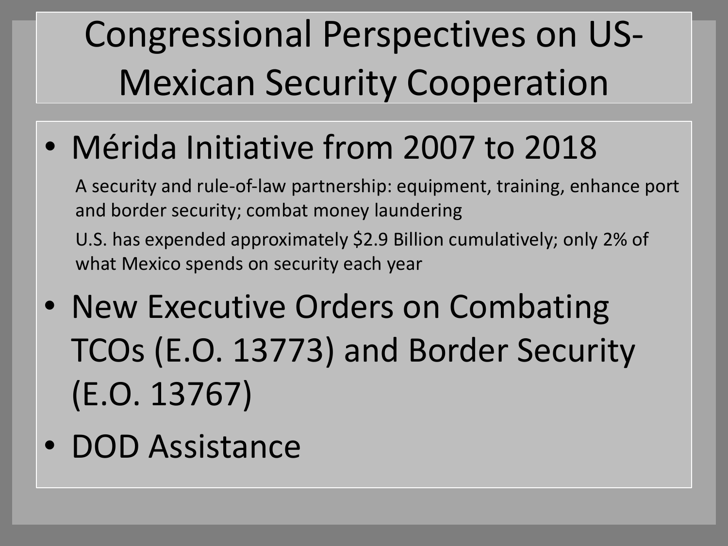# Congressional Perspectives on US-Mexican Security Cooperation

- Mérida Initiative from 2007 to 2018

  A security and rule-of-law partnership: equipment, training, enhance port and border security; combat money laundering

  U.S. has expended approximately $2.9 Billion cumulatively; only 2% of what Mexico spends on security each year

- New Executive Orders on Combating TCOs (E.O. 13773) and Border Security (E.O. 13767)
- DOD Assistance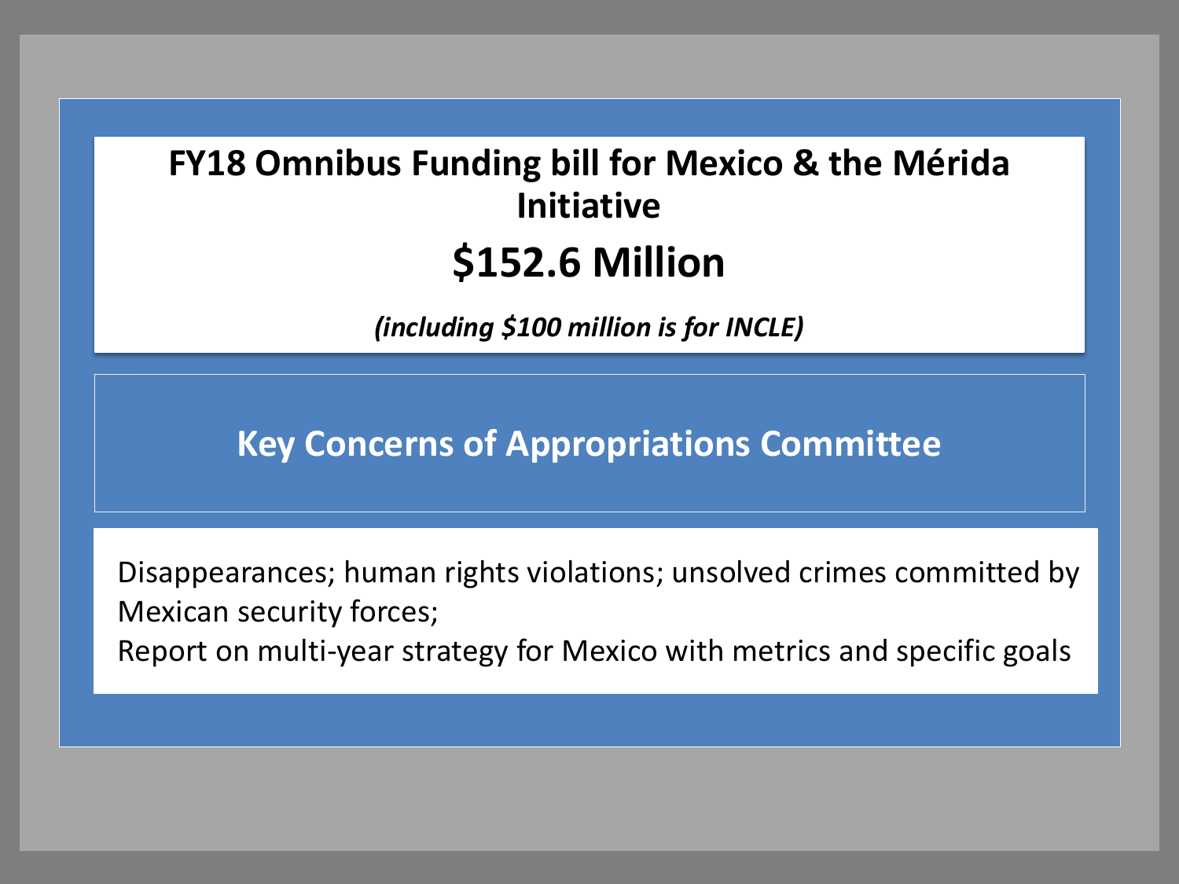# FY18 Omnibus Funding bill for Mexico & the Mérida Initiative

## $152.6 Million

*(including $100 million is for INCLE)*

## Key Concerns of Appropriations Committee

Disappearances; human rights violations; unsolved crimes committed by Mexican security forces;

Report on multi-year strategy for Mexico with metrics and specific goals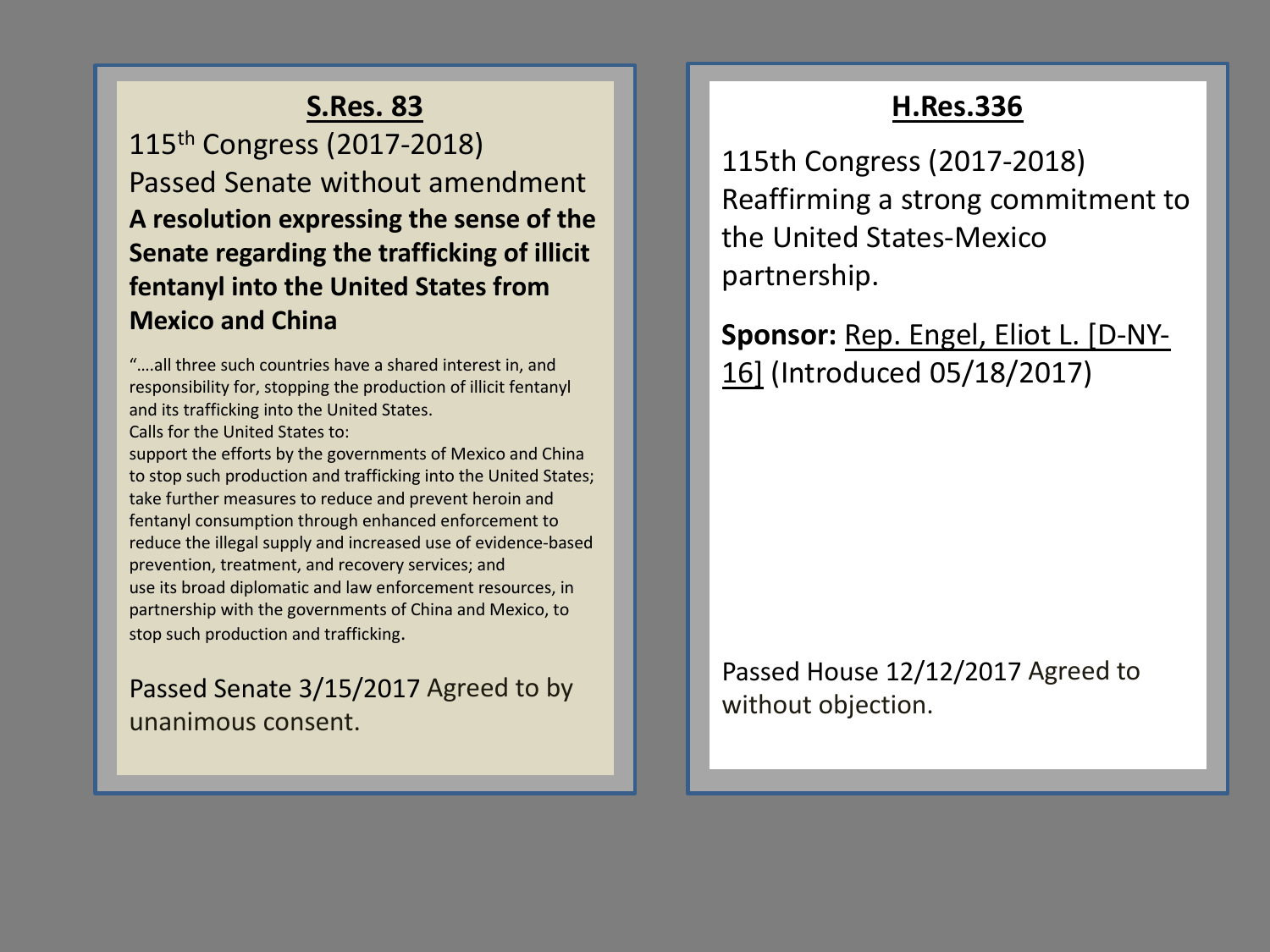## S.Res. 83

115th Congress (2017-2018)

Passed Senate without amendment

**A resolution expressing the sense of the Senate regarding the trafficking of illicit fentanyl into the United States from Mexico and China**

"….all three such countries have a shared interest in, and responsibility for, stopping the production of illicit fentanyl and its trafficking into the United States.

Calls for the United States to:

support the efforts by the governments of Mexico and China to stop such production and trafficking into the United States;

take further measures to reduce and prevent heroin and fentanyl consumption through enhanced enforcement to reduce the illegal supply and increased use of evidence-based prevention, treatment, and recovery services; and

use its broad diplomatic and law enforcement resources, in partnership with the governments of China and Mexico, to stop such production and trafficking.

Passed Senate 3/15/2017 Agreed to by unanimous consent.

## H.Res.336

115th Congress (2017-2018)

Reaffirming a strong commitment to the United States-Mexico partnership.

**Sponsor:** Rep. Engel, Eliot L. [D-NY-16] (Introduced 05/18/2017)

Passed House 12/12/2017 Agreed to without objection.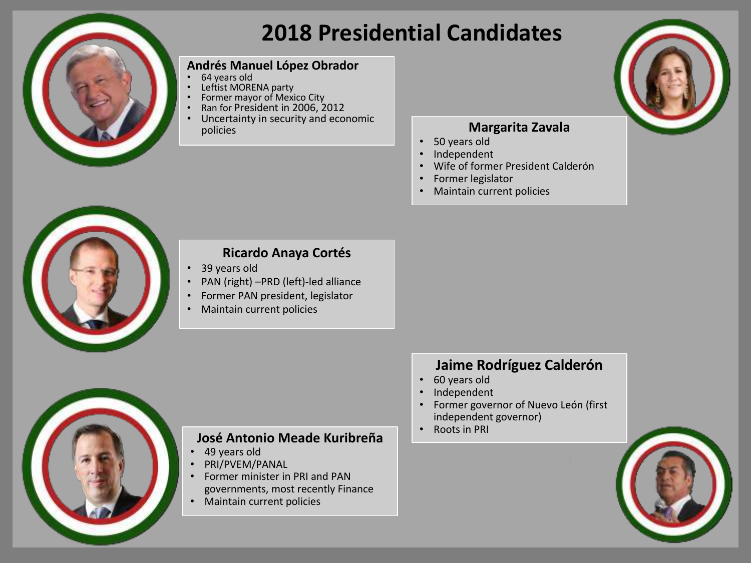# 2018 Presidential Candidates

### Andrés Manuel López Obrador

- 64 years old
- Leftist MORENA party
- Former mayor of Mexico City
- Ran for President in 2006, 2012
- Uncertainty in security and economic policies

### Margarita Zavala

- 50 years old
- Independent
- Wife of former President Calderón
- Former legislator
- Maintain current policies

### Ricardo Anaya Cortés

- 39 years old
- PAN (right) –PRD (left)-led alliance
- Former PAN president, legislator
- Maintain current policies

### Jaime Rodríguez Calderón

- 60 years old
- Independent
- Former governor of Nuevo León (first independent governor)
- Roots in PRI

### José Antonio Meade Kuribreña

- 49 years old
- PRI/PVEM/PANAL
- Former minister in PRI and PAN governments, most recently Finance
- Maintain current policies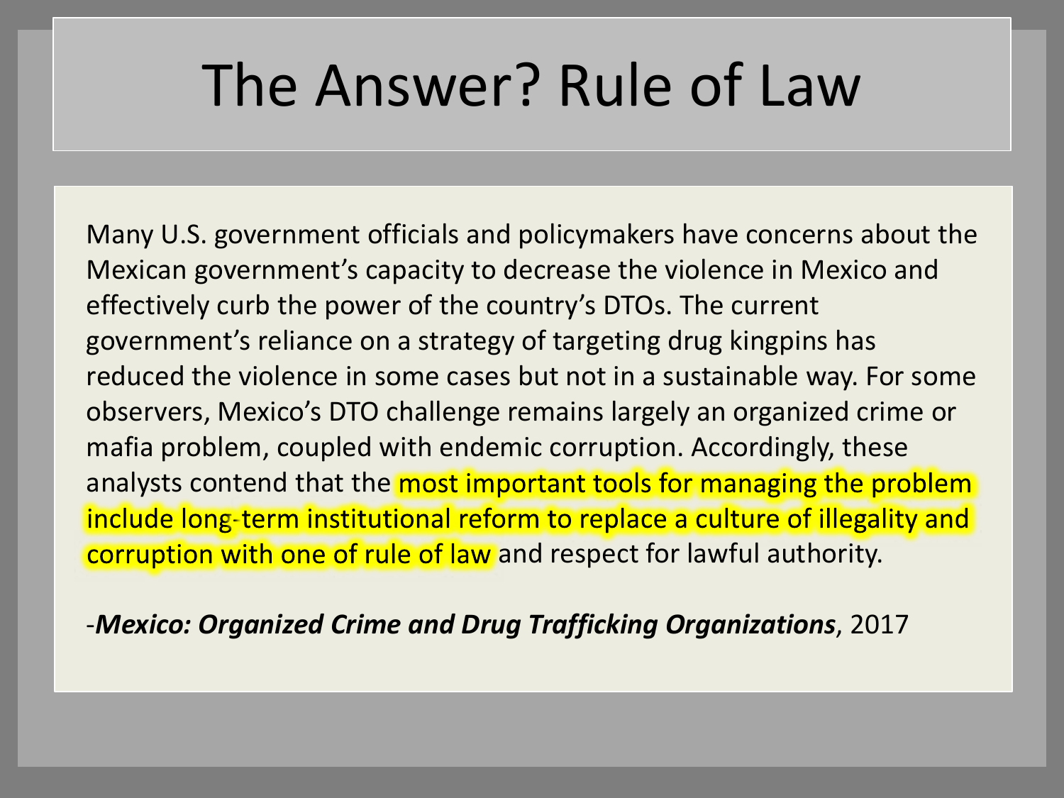# The Answer? Rule of Law

Many U.S. government officials and policymakers have concerns about the Mexican government's capacity to decrease the violence in Mexico and effectively curb the power of the country's DTOs. The current government's reliance on a strategy of targeting drug kingpins has reduced the violence in some cases but not in a sustainable way. For some observers, Mexico's DTO challenge remains largely an organized crime or mafia problem, coupled with endemic corruption. Accordingly, these analysts contend that the most important tools for managing the problem include long-term institutional reform to replace a culture of illegality and corruption with one of rule of law and respect for lawful authority.

-***Mexico: Organized Crime and Drug Trafficking Organizations***, 2017